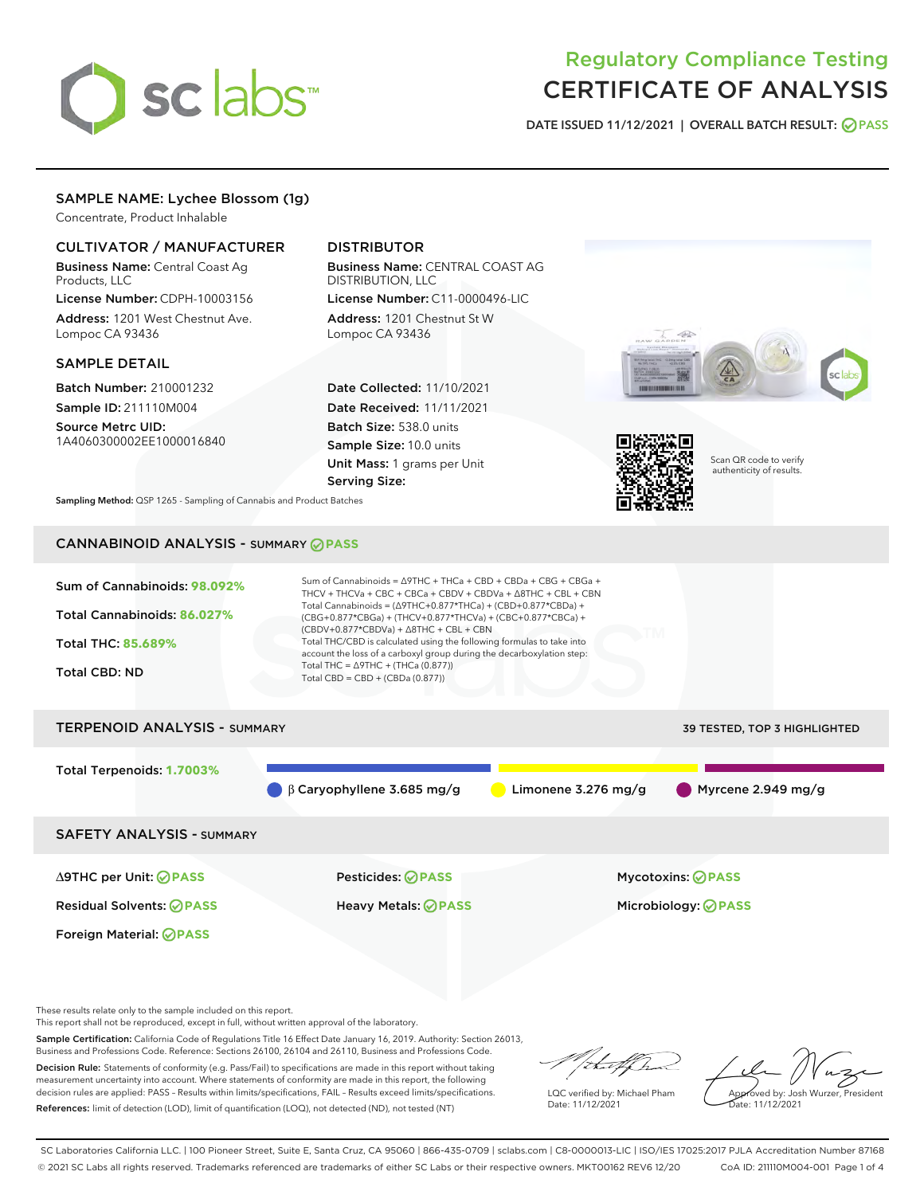# Regulatory Compliance Testing
# CERTIFICATE OF ANALYSIS

DATE ISSUED 11/12/2021 | OVERALL BATCH RESULT: PASS

## SAMPLE NAME: Lychee Blossom (1g)

Concentrate, Product Inhalable

### CULTIVATOR / MANUFACTURER

**Business Name:** Central Coast Ag Products, LLC

**License Number:** CDPH-10003156

**Address:** 1201 West Chestnut Ave. Lompoc CA 93436

### DISTRIBUTOR

**Business Name:** CENTRAL COAST AG DISTRIBUTION, LLC

**License Number:** C11-0000496-LIC

**Address:** 1201 Chestnut St W Lompoc CA 93436

### SAMPLE DETAIL

**Batch Number:** 210001232

**Sample ID:** 211110M004

**Source Metrc UID:** 1A4060300002EE1000016840

**Date Collected:** 11/10/2021

**Date Received:** 11/11/2021

**Batch Size:** 538.0 units

**Sample Size:** 10.0 units

**Unit Mass:** 1 grams per Unit

**Serving Size:**

Scan QR code to verify authenticity of results.

**Sampling Method:** QSP 1265 - Sampling of Cannabis and Product Batches

## CANNABINOID ANALYSIS - SUMMARY PASS

Sum of Cannabinoids: **98.092%**

Total Cannabinoids: **86.027%**

Total THC: **85.689%**

Total CBD: ND

Sum of Cannabinoids = Δ9THC + THCa + CBD + CBDa + CBG + CBGa + THCV + THCVa + CBC + CBCa + CBDV + CBDVa + Δ8THC + CBL + CBN

Total Cannabinoids = (Δ9THC+0.877*THCa) + (CBD+0.877*CBDa) + (CBG+0.877*CBGa) + (THCV+0.877*THCVa) + (CBC+0.877*CBCa) + (CBDV+0.877*CBDVa) + Δ8THC + CBL + CBN

Total THC/CBD is calculated using the following formulas to take into account the loss of a carboxyl group during the decarboxylation step:
Total THC = Δ9THC + (THCa (0.877))
Total CBD = CBD + (CBDa (0.877))

## TERPENOID ANALYSIS - SUMMARY

39 TESTED, TOP 3 HIGHLIGHTED

Total Terpenoids: **1.7003%**

β Caryophyllene 3.685 mg/g | Limonene 3.276 mg/g | Myrcene 2.949 mg/g

## SAFETY ANALYSIS - SUMMARY

| | | |
|---|---|---|
| Δ9THC per Unit: PASS | Pesticides: PASS | Mycotoxins: PASS |
| Residual Solvents: PASS | Heavy Metals: PASS | Microbiology: PASS |
| Foreign Material: PASS | | |

These results relate only to the sample included on this report.
This report shall not be reproduced, except in full, without written approval of the laboratory.

**Sample Certification:** California Code of Regulations Title 16 Effect Date January 16, 2019. Authority: Section 26013, Business and Professions Code. Reference: Sections 26100, 26104 and 26110, Business and Professions Code.

**Decision Rule:** Statements of conformity (e.g. Pass/Fail) to specifications are made in this report without taking measurement uncertainty into account. Where statements of conformity are made in this report, the following decision rules are applied: PASS – Results within limits/specifications, FAIL – Results exceed limits/specifications.

**References:** limit of detection (LOD), limit of quantification (LOQ), not detected (ND), not tested (NT)

LQC verified by: Michael Pham
Date: 11/12/2021

Approved by: Josh Wurzer, President
Date: 11/12/2021

SC Laboratories California LLC. | 100 Pioneer Street, Suite E, Santa Cruz, CA 95060 | 866-435-0709 | sclabs.com | C8-0000013-LIC | ISO/IES 17025:2017 PJLA Accreditation Number 87168
© 2021 SC Labs all rights reserved. Trademarks referenced are trademarks of either SC Labs or their respective owners. MKT00162 REV6 12/20 CoA ID: 211110M004-001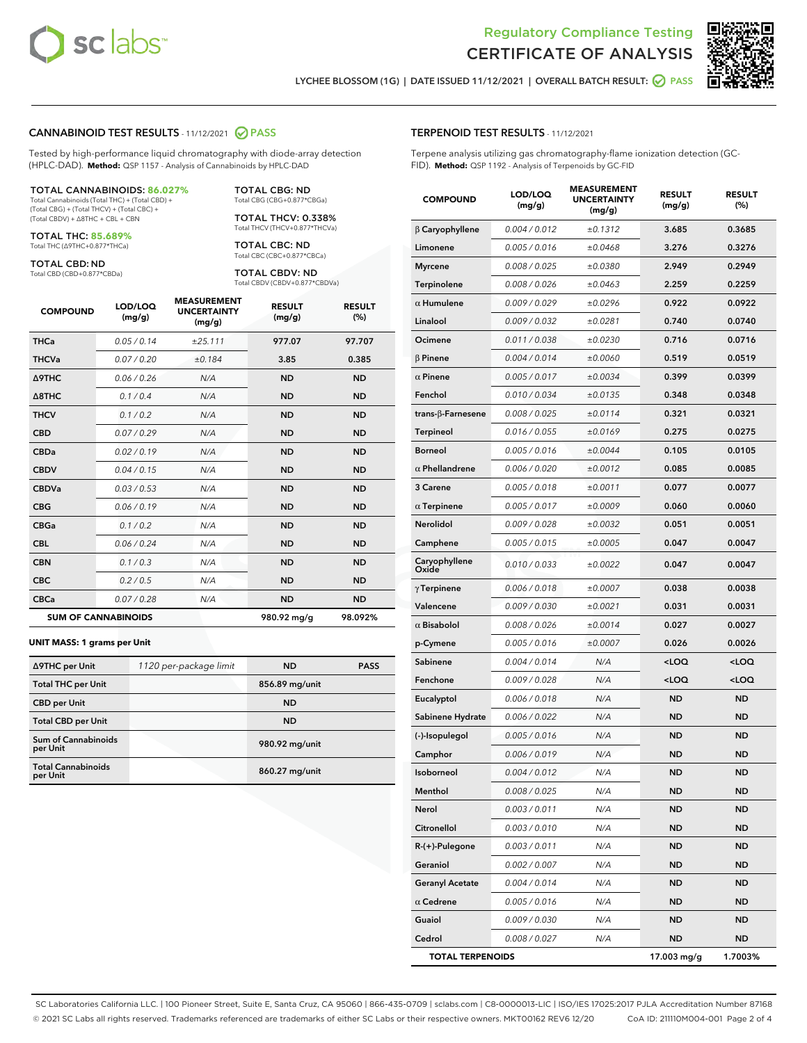Regulatory Compliance Testing
# CERTIFICATE OF ANALYSIS

LYCHEE BLOSSOM (1G) | DATE ISSUED 11/12/2021 | OVERALL BATCH RESULT: PASS

## CANNABINOID TEST RESULTS - 11/12/2021 PASS

Tested by high-performance liquid chromatography with diode-array detection (HPLC-DAD). **Method:** QSP 1157 - Analysis of Cannabinoids by HPLC-DAD

**TOTAL CANNABINOIDS: 86.027%**
Total Cannabinoids (Total THC) + (Total CBD) + (Total CBG) + (Total THCV) + (Total CBC) + (Total CBDV) + Δ8THC + CBL + CBN

**TOTAL THC: 85.689%**
Total THC (Δ9THC+0.877*THCa)

**TOTAL CBD: ND**
Total CBD (CBD+0.877*CBDa)

**TOTAL CBG: ND**
Total CBG (CBG+0.877*CBGa)

**TOTAL THCV: 0.338%**
Total THCV (THCV+0.877*THCVa)

**TOTAL CBC: ND**
Total CBC (CBC+0.877*CBCa)

**TOTAL CBDV: ND**
Total CBDV (CBDV+0.877*CBDVa)

| COMPOUND | LOD/LOQ (mg/g) | MEASUREMENT UNCERTAINTY (mg/g) | RESULT (mg/g) | RESULT (%) |
|---|---|---|---|---|
| THCa | 0.05 / 0.14 | ±25.111 | 977.07 | 97.707 |
| THCVa | 0.07 / 0.20 | ±0.184 | 3.85 | 0.385 |
| Δ9THC | 0.06 / 0.26 | N/A | ND | ND |
| Δ8THC | 0.1 / 0.4 | N/A | ND | ND |
| THCV | 0.1 / 0.2 | N/A | ND | ND |
| CBD | 0.07 / 0.29 | N/A | ND | ND |
| CBDa | 0.02 / 0.19 | N/A | ND | ND |
| CBDV | 0.04 / 0.15 | N/A | ND | ND |
| CBDVa | 0.03 / 0.53 | N/A | ND | ND |
| CBG | 0.06 / 0.19 | N/A | ND | ND |
| CBGa | 0.1 / 0.2 | N/A | ND | ND |
| CBL | 0.06 / 0.24 | N/A | ND | ND |
| CBN | 0.1 / 0.3 | N/A | ND | ND |
| CBC | 0.2 / 0.5 | N/A | ND | ND |
| CBCa | 0.07 / 0.28 | N/A | ND | ND |
| **SUM OF CANNABINOIDS** | | | 980.92 mg/g | 98.092% |

**UNIT MASS: 1 grams per Unit**

| | | | |
|---|---|---|---|
| Δ9THC per Unit | 1120 per-package limit | ND | PASS |
| Total THC per Unit | | 856.89 mg/unit | |
| CBD per Unit | | ND | |
| Total CBD per Unit | | ND | |
| Sum of Cannabinoids per Unit | | 980.92 mg/unit | |
| Total Cannabinoids per Unit | | 860.27 mg/unit | |

## TERPENOID TEST RESULTS - 11/12/2021

Terpene analysis utilizing gas chromatography-flame ionization detection (GC-FID). **Method:** QSP 1192 - Analysis of Terpenoids by GC-FID

| COMPOUND | LOD/LOQ (mg/g) | MEASUREMENT UNCERTAINTY (mg/g) | RESULT (mg/g) | RESULT (%) |
|---|---|---|---|---|
| β Caryophyllene | 0.004 / 0.012 | ±0.1312 | 3.685 | 0.3685 |
| Limonene | 0.005 / 0.016 | ±0.0468 | 3.276 | 0.3276 |
| Myrcene | 0.008 / 0.025 | ±0.0380 | 2.949 | 0.2949 |
| Terpinolene | 0.008 / 0.026 | ±0.0463 | 2.259 | 0.2259 |
| α Humulene | 0.009 / 0.029 | ±0.0296 | 0.922 | 0.0922 |
| Linalool | 0.009 / 0.032 | ±0.0281 | 0.740 | 0.0740 |
| Ocimene | 0.011 / 0.038 | ±0.0230 | 0.716 | 0.0716 |
| β Pinene | 0.004 / 0.014 | ±0.0060 | 0.519 | 0.0519 |
| α Pinene | 0.005 / 0.017 | ±0.0034 | 0.399 | 0.0399 |
| Fenchol | 0.010 / 0.034 | ±0.0135 | 0.348 | 0.0348 |
| trans-β-Farnesene | 0.008 / 0.025 | ±0.0114 | 0.321 | 0.0321 |
| Terpineol | 0.016 / 0.055 | ±0.0169 | 0.275 | 0.0275 |
| Borneol | 0.005 / 0.016 | ±0.0044 | 0.105 | 0.0105 |
| α Phellandrene | 0.006 / 0.020 | ±0.0012 | 0.085 | 0.0085 |
| 3 Carene | 0.005 / 0.018 | ±0.0011 | 0.077 | 0.0077 |
| α Terpinene | 0.005 / 0.017 | ±0.0009 | 0.060 | 0.0060 |
| Nerolidol | 0.009 / 0.028 | ±0.0032 | 0.051 | 0.0051 |
| Camphene | 0.005 / 0.015 | ±0.0005 | 0.047 | 0.0047 |
| Caryophyllene Oxide | 0.010 / 0.033 | ±0.0022 | 0.047 | 0.0047 |
| γ Terpinene | 0.006 / 0.018 | ±0.0007 | 0.038 | 0.0038 |
| Valencene | 0.009 / 0.030 | ±0.0021 | 0.031 | 0.0031 |
| α Bisabolol | 0.008 / 0.026 | ±0.0014 | 0.027 | 0.0027 |
| p-Cymene | 0.005 / 0.016 | ±0.0007 | 0.026 | 0.0026 |
| Sabinene | 0.004 / 0.014 | N/A | <LOQ | <LOQ |
| Fenchone | 0.009 / 0.028 | N/A | <LOQ | <LOQ |
| Eucalyptol | 0.006 / 0.018 | N/A | ND | ND |
| Sabinene Hydrate | 0.006 / 0.022 | N/A | ND | ND |
| (-)-Isopulegol | 0.005 / 0.016 | N/A | ND | ND |
| Camphor | 0.006 / 0.019 | N/A | ND | ND |
| Isoborneol | 0.004 / 0.012 | N/A | ND | ND |
| Menthol | 0.008 / 0.025 | N/A | ND | ND |
| Nerol | 0.003 / 0.011 | N/A | ND | ND |
| Citronellol | 0.003 / 0.010 | N/A | ND | ND |
| R-(+)-Pulegone | 0.003 / 0.011 | N/A | ND | ND |
| Geraniol | 0.002 / 0.007 | N/A | ND | ND |
| Geranyl Acetate | 0.004 / 0.014 | N/A | ND | ND |
| α Cedrene | 0.005 / 0.016 | N/A | ND | ND |
| Guaiol | 0.009 / 0.030 | N/A | ND | ND |
| Cedrol | 0.008 / 0.027 | N/A | ND | ND |
| **TOTAL TERPENOIDS** | | | 17.003 mg/g | 1.7003% |

SC Laboratories California LLC. | 100 Pioneer Street, Suite E, Santa Cruz, CA 95060 | 866-435-0709 | sclabs.com | C8-0000013-LIC | ISO/IES 17025:2017 PJLA Accreditation Number 87168
© 2021 SC Labs all rights reserved. Trademarks referenced are trademarks of either SC Labs or their respective owners. MKT00162 REV6 12/20 CoA ID: 211110M004-001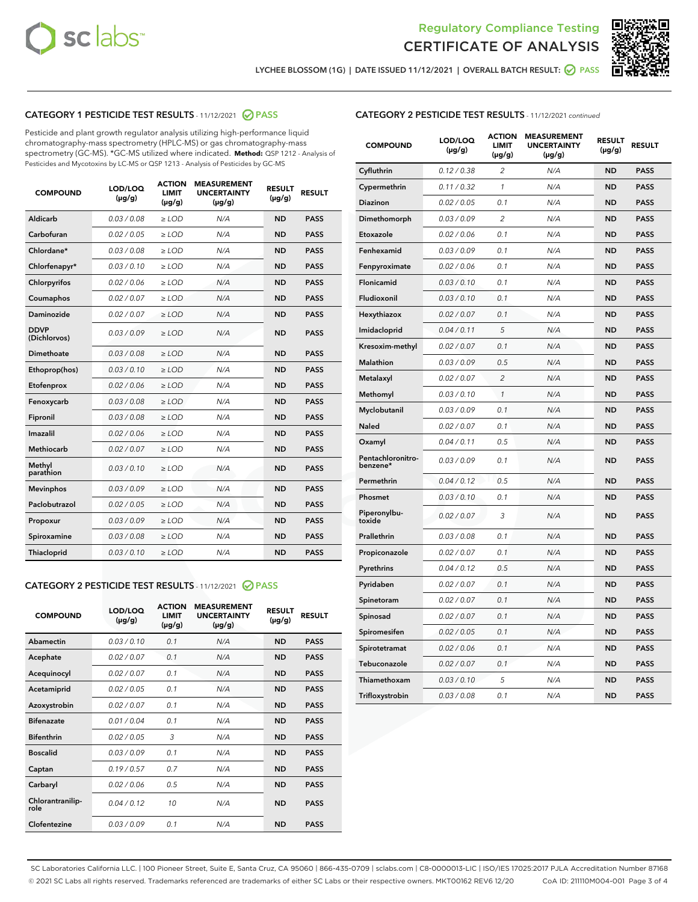Regulatory Compliance Testing
# CERTIFICATE OF ANALYSIS

LYCHEE BLOSSOM (1G) | DATE ISSUED 11/12/2021 | OVERALL BATCH RESULT: PASS

## CATEGORY 1 PESTICIDE TEST RESULTS - 11/12/2021 PASS

Pesticide and plant growth regulator analysis utilizing high-performance liquid chromatography-mass spectrometry (HPLC-MS) or gas chromatography-mass spectrometry (GC-MS). *GC-MS utilized where indicated. **Method:** QSP 1212 - Analysis of Pesticides and Mycotoxins by LC-MS or QSP 1213 - Analysis of Pesticides by GC-MS

| COMPOUND | LOD/LOQ (µg/g) | ACTION LIMIT (µg/g) | MEASUREMENT UNCERTAINTY (µg/g) | RESULT (µg/g) | RESULT |
|---|---|---|---|---|---|
| Aldicarb | 0.03 / 0.08 | ≥ LOD | N/A | ND | PASS |
| Carbofuran | 0.02 / 0.05 | ≥ LOD | N/A | ND | PASS |
| Chlordane* | 0.03 / 0.08 | ≥ LOD | N/A | ND | PASS |
| Chlorfenapyr* | 0.03 / 0.10 | ≥ LOD | N/A | ND | PASS |
| Chlorpyrifos | 0.02 / 0.06 | ≥ LOD | N/A | ND | PASS |
| Coumaphos | 0.02 / 0.07 | ≥ LOD | N/A | ND | PASS |
| Daminozide | 0.02 / 0.07 | ≥ LOD | N/A | ND | PASS |
| DDVP (Dichlorvos) | 0.03 / 0.09 | ≥ LOD | N/A | ND | PASS |
| Dimethoate | 0.03 / 0.08 | ≥ LOD | N/A | ND | PASS |
| Ethoprop(hos) | 0.03 / 0.10 | ≥ LOD | N/A | ND | PASS |
| Etofenprox | 0.02 / 0.06 | ≥ LOD | N/A | ND | PASS |
| Fenoxycarb | 0.03 / 0.08 | ≥ LOD | N/A | ND | PASS |
| Fipronil | 0.03 / 0.08 | ≥ LOD | N/A | ND | PASS |
| Imazalil | 0.02 / 0.06 | ≥ LOD | N/A | ND | PASS |
| Methiocarb | 0.02 / 0.07 | ≥ LOD | N/A | ND | PASS |
| Methyl parathion | 0.03 / 0.10 | ≥ LOD | N/A | ND | PASS |
| Mevinphos | 0.03 / 0.09 | ≥ LOD | N/A | ND | PASS |
| Paclobutrazol | 0.02 / 0.05 | ≥ LOD | N/A | ND | PASS |
| Propoxur | 0.03 / 0.09 | ≥ LOD | N/A | ND | PASS |
| Spiroxamine | 0.03 / 0.08 | ≥ LOD | N/A | ND | PASS |
| Thiacloprid | 0.03 / 0.10 | ≥ LOD | N/A | ND | PASS |

## CATEGORY 2 PESTICIDE TEST RESULTS - 11/12/2021 PASS

| COMPOUND | LOD/LOQ (µg/g) | ACTION LIMIT (µg/g) | MEASUREMENT UNCERTAINTY (µg/g) | RESULT (µg/g) | RESULT |
|---|---|---|---|---|---|
| Abamectin | 0.03 / 0.10 | 0.1 | N/A | ND | PASS |
| Acephate | 0.02 / 0.07 | 0.1 | N/A | ND | PASS |
| Acequinocyl | 0.02 / 0.07 | 0.1 | N/A | ND | PASS |
| Acetamiprid | 0.02 / 0.05 | 0.1 | N/A | ND | PASS |
| Azoxystrobin | 0.02 / 0.07 | 0.1 | N/A | ND | PASS |
| Bifenazate | 0.01 / 0.04 | 0.1 | N/A | ND | PASS |
| Bifenthrin | 0.02 / 0.05 | 3 | N/A | ND | PASS |
| Boscalid | 0.03 / 0.09 | 0.1 | N/A | ND | PASS |
| Captan | 0.19 / 0.57 | 0.7 | N/A | ND | PASS |
| Carbaryl | 0.02 / 0.06 | 0.5 | N/A | ND | PASS |
| Chlorantraniliprole | 0.04 / 0.12 | 10 | N/A | ND | PASS |
| Clofentezine | 0.03 / 0.09 | 0.1 | N/A | ND | PASS |
| Cyfluthrin | 0.12 / 0.38 | 2 | N/A | ND | PASS |
| Cypermethrin | 0.11 / 0.32 | 1 | N/A | ND | PASS |
| Diazinon | 0.02 / 0.05 | 0.1 | N/A | ND | PASS |
| Dimethomorph | 0.03 / 0.09 | 2 | N/A | ND | PASS |
| Etoxazole | 0.02 / 0.06 | 0.1 | N/A | ND | PASS |
| Fenhexamid | 0.03 / 0.09 | 0.1 | N/A | ND | PASS |
| Fenpyroximate | 0.02 / 0.06 | 0.1 | N/A | ND | PASS |
| Flonicamid | 0.03 / 0.10 | 0.1 | N/A | ND | PASS |
| Fludioxonil | 0.03 / 0.10 | 0.1 | N/A | ND | PASS |
| Hexythiazox | 0.02 / 0.07 | 0.1 | N/A | ND | PASS |
| Imidacloprid | 0.04 / 0.11 | 5 | N/A | ND | PASS |
| Kresoxim-methyl | 0.02 / 0.07 | 0.1 | N/A | ND | PASS |
| Malathion | 0.03 / 0.09 | 0.5 | N/A | ND | PASS |
| Metalaxyl | 0.02 / 0.07 | 2 | N/A | ND | PASS |
| Methomyl | 0.03 / 0.10 | 1 | N/A | ND | PASS |
| Myclobutanil | 0.03 / 0.09 | 0.1 | N/A | ND | PASS |
| Naled | 0.02 / 0.07 | 0.1 | N/A | ND | PASS |
| Oxamyl | 0.04 / 0.11 | 0.5 | N/A | ND | PASS |
| Pentachloronitrobenzene* | 0.03 / 0.09 | 0.1 | N/A | ND | PASS |
| Permethrin | 0.04 / 0.12 | 0.5 | N/A | ND | PASS |
| Phosmet | 0.03 / 0.10 | 0.1 | N/A | ND | PASS |
| Piperonylbutoxide | 0.02 / 0.07 | 3 | N/A | ND | PASS |
| Prallethrin | 0.03 / 0.08 | 0.1 | N/A | ND | PASS |
| Propiconazole | 0.02 / 0.07 | 0.1 | N/A | ND | PASS |
| Pyrethrins | 0.04 / 0.12 | 0.5 | N/A | ND | PASS |
| Pyridaben | 0.02 / 0.07 | 0.1 | N/A | ND | PASS |
| Spinetoram | 0.02 / 0.07 | 0.1 | N/A | ND | PASS |
| Spinosad | 0.02 / 0.07 | 0.1 | N/A | ND | PASS |
| Spiromesifen | 0.02 / 0.05 | 0.1 | N/A | ND | PASS |
| Spirotetramat | 0.02 / 0.06 | 0.1 | N/A | ND | PASS |
| Tebuconazole | 0.02 / 0.07 | 0.1 | N/A | ND | PASS |
| Thiamethoxam | 0.03 / 0.10 | 5 | N/A | ND | PASS |
| Trifloxystrobin | 0.03 / 0.08 | 0.1 | N/A | ND | PASS |

SC Laboratories California LLC. | 100 Pioneer Street, Suite E, Santa Cruz, CA 95060 | 866-435-0709 | sclabs.com | C8-0000013-LIC | ISO/IES 17025:2017 PJLA Accreditation Number 87168
© 2021 SC Labs all rights reserved. Trademarks referenced are trademarks of either SC Labs or their respective owners. MKT00162 REV6 12/20 CoA ID: 211110M004-001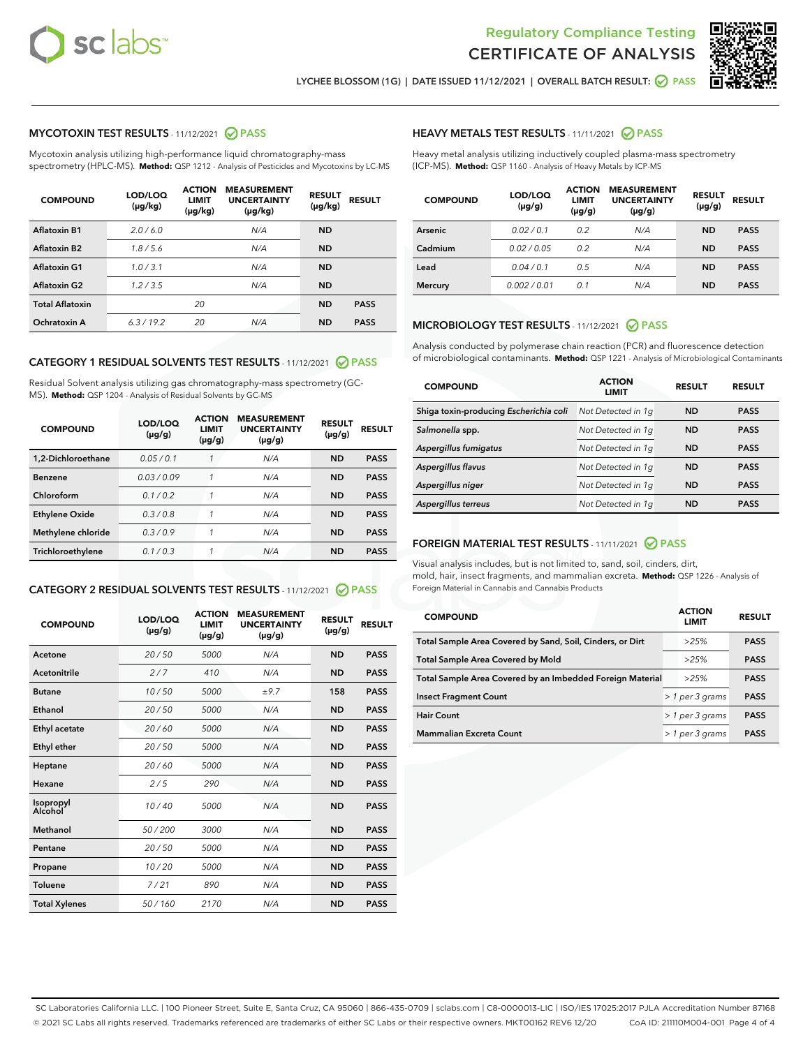Regulatory Compliance Testing
# CERTIFICATE OF ANALYSIS

LYCHEE BLOSSOM (1G) | DATE ISSUED 11/12/2021 | OVERALL BATCH RESULT: PASS

## MYCOTOXIN TEST RESULTS - 11/12/2021 PASS

Mycotoxin analysis utilizing high-performance liquid chromatography-mass spectrometry (HPLC-MS). **Method:** QSP 1212 - Analysis of Pesticides and Mycotoxins by LC-MS

| COMPOUND | LOD/LOQ (μg/kg) | ACTION LIMIT (μg/kg) | MEASUREMENT UNCERTAINTY (μg/kg) | RESULT (μg/kg) | RESULT |
|---|---|---|---|---|---|
| Aflatoxin B1 | 2.0 / 6.0 | | N/A | ND | |
| Aflatoxin B2 | 1.8 / 5.6 | | N/A | ND | |
| Aflatoxin G1 | 1.0 / 3.1 | | N/A | ND | |
| Aflatoxin G2 | 1.2 / 3.5 | | N/A | ND | |
| Total Aflatoxin | | 20 | | ND | PASS |
| Ochratoxin A | 6.3 / 19.2 | 20 | N/A | ND | PASS |

## CATEGORY 1 RESIDUAL SOLVENTS TEST RESULTS - 11/12/2021 PASS

Residual Solvent analysis utilizing gas chromatography-mass spectrometry (GC-MS). **Method:** QSP 1204 - Analysis of Residual Solvents by GC-MS

| COMPOUND | LOD/LOQ (μg/g) | ACTION LIMIT (μg/g) | MEASUREMENT UNCERTAINTY (μg/g) | RESULT (μg/g) | RESULT |
|---|---|---|---|---|---|
| 1,2-Dichloroethane | 0.05 / 0.1 | 1 | N/A | ND | PASS |
| Benzene | 0.03 / 0.09 | 1 | N/A | ND | PASS |
| Chloroform | 0.1 / 0.2 | 1 | N/A | ND | PASS |
| Ethylene Oxide | 0.3 / 0.8 | 1 | N/A | ND | PASS |
| Methylene chloride | 0.3 / 0.9 | 1 | N/A | ND | PASS |
| Trichloroethylene | 0.1 / 0.3 | 1 | N/A | ND | PASS |

## CATEGORY 2 RESIDUAL SOLVENTS TEST RESULTS - 11/12/2021 PASS

| COMPOUND | LOD/LOQ (μg/g) | ACTION LIMIT (μg/g) | MEASUREMENT UNCERTAINTY (μg/g) | RESULT (μg/g) | RESULT |
|---|---|---|---|---|---|
| Acetone | 20 / 50 | 5000 | N/A | ND | PASS |
| Acetonitrile | 2 / 7 | 410 | N/A | ND | PASS |
| Butane | 10 / 50 | 5000 | ±9.7 | 158 | PASS |
| Ethanol | 20 / 50 | 5000 | N/A | ND | PASS |
| Ethyl acetate | 20 / 60 | 5000 | N/A | ND | PASS |
| Ethyl ether | 20 / 50 | 5000 | N/A | ND | PASS |
| Heptane | 20 / 60 | 5000 | N/A | ND | PASS |
| Hexane | 2 / 5 | 290 | N/A | ND | PASS |
| Isopropyl Alcohol | 10 / 40 | 5000 | N/A | ND | PASS |
| Methanol | 50 / 200 | 3000 | N/A | ND | PASS |
| Pentane | 20 / 50 | 5000 | N/A | ND | PASS |
| Propane | 10 / 20 | 5000 | N/A | ND | PASS |
| Toluene | 7 / 21 | 890 | N/A | ND | PASS |
| Total Xylenes | 50 / 160 | 2170 | N/A | ND | PASS |

## HEAVY METALS TEST RESULTS - 11/11/2021 PASS

Heavy metal analysis utilizing inductively coupled plasma-mass spectrometry (ICP-MS). **Method:** QSP 1160 - Analysis of Heavy Metals by ICP-MS

| COMPOUND | LOD/LOQ (μg/g) | ACTION LIMIT (μg/g) | MEASUREMENT UNCERTAINTY (μg/g) | RESULT (μg/g) | RESULT |
|---|---|---|---|---|---|
| Arsenic | 0.02 / 0.1 | 0.2 | N/A | ND | PASS |
| Cadmium | 0.02 / 0.05 | 0.2 | N/A | ND | PASS |
| Lead | 0.04 / 0.1 | 0.5 | N/A | ND | PASS |
| Mercury | 0.002 / 0.01 | 0.1 | N/A | ND | PASS |

## MICROBIOLOGY TEST RESULTS - 11/12/2021 PASS

Analysis conducted by polymerase chain reaction (PCR) and fluorescence detection of microbiological contaminants. **Method:** QSP 1221 - Analysis of Microbiological Contaminants

| COMPOUND | ACTION LIMIT | RESULT | RESULT |
|---|---|---|---|
| Shiga toxin-producing *Escherichia coli* | Not Detected in 1g | ND | PASS |
| *Salmonella* spp. | Not Detected in 1g | ND | PASS |
| *Aspergillus fumigatus* | Not Detected in 1g | ND | PASS |
| *Aspergillus flavus* | Not Detected in 1g | ND | PASS |
| *Aspergillus niger* | Not Detected in 1g | ND | PASS |
| *Aspergillus terreus* | Not Detected in 1g | ND | PASS |

## FOREIGN MATERIAL TEST RESULTS - 11/11/2021 PASS

Visual analysis includes, but is not limited to, sand, soil, cinders, dirt, mold, hair, insect fragments, and mammalian excreta. **Method:** QSP 1226 - Analysis of Foreign Material in Cannabis and Cannabis Products

| COMPOUND | ACTION LIMIT | RESULT |
|---|---|---|
| Total Sample Area Covered by Sand, Soil, Cinders, or Dirt | >25% | PASS |
| Total Sample Area Covered by Mold | >25% | PASS |
| Total Sample Area Covered by an Imbedded Foreign Material | >25% | PASS |
| Insect Fragment Count | > 1 per 3 grams | PASS |
| Hair Count | > 1 per 3 grams | PASS |
| Mammalian Excreta Count | > 1 per 3 grams | PASS |

SC Laboratories California LLC. | 100 Pioneer Street, Suite E, Santa Cruz, CA 95060 | 866-435-0709 | sclabs.com | C8-0000013-LIC | ISO/IES 17025:2017 PJLA Accreditation Number 87168
© 2021 SC Labs all rights reserved. Trademarks referenced are trademarks of either SC Labs or their respective owners. MKT00162 REV6 12/20 CoA ID: 211110M004-001